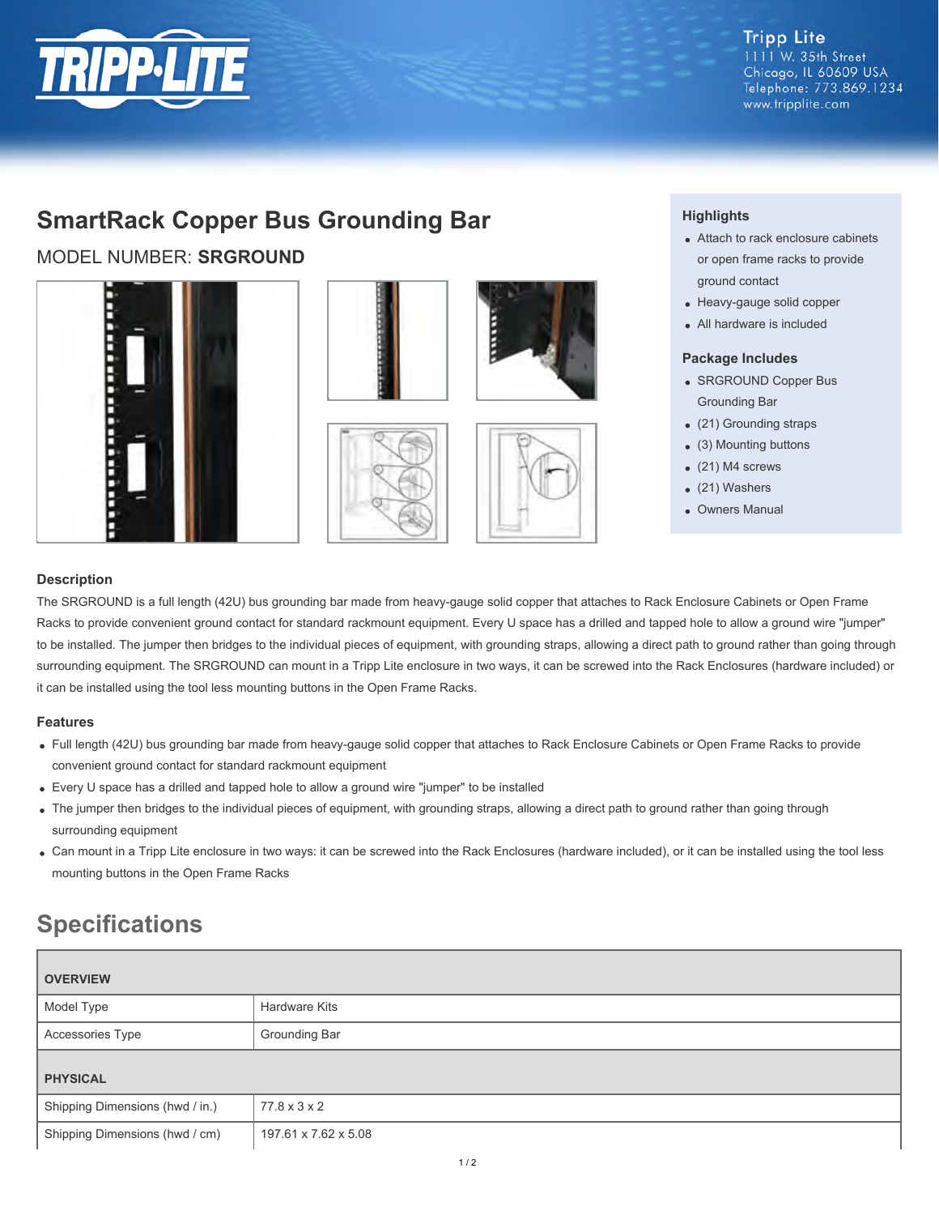Tripp Lite
1111 W. 35th Street
Chicago, IL 60609 USA
Telephone: 773.869.1234
www.tripplite.com

# SmartRack Copper Bus Grounding Bar

MODEL NUMBER: **SRGROUND**

### Highlights

- Attach to rack enclosure cabinets or open frame racks to provide ground contact
- Heavy-gauge solid copper
- All hardware is included

### Package Includes

- SRGROUND Copper Bus Grounding Bar
- (21) Grounding straps
- (3) Mounting buttons
- (21) M4 screws
- (21) Washers
- Owners Manual

### Description

The SRGROUND is a full length (42U) bus grounding bar made from heavy-gauge solid copper that attaches to Rack Enclosure Cabinets or Open Frame Racks to provide convenient ground contact for standard rackmount equipment. Every U space has a drilled and tapped hole to allow a ground wire "jumper" to be installed. The jumper then bridges to the individual pieces of equipment, with grounding straps, allowing a direct path to ground rather than going through surrounding equipment. The SRGROUND can mount in a Tripp Lite enclosure in two ways, it can be screwed into the Rack Enclosures (hardware included) or it can be installed using the tool less mounting buttons in the Open Frame Racks.

### Features

- Full length (42U) bus grounding bar made from heavy-gauge solid copper that attaches to Rack Enclosure Cabinets or Open Frame Racks to provide convenient ground contact for standard rackmount equipment
- Every U space has a drilled and tapped hole to allow a ground wire "jumper" to be installed
- The jumper then bridges to the individual pieces of equipment, with grounding straps, allowing a direct path to ground rather than going through surrounding equipment
- Can mount in a Tripp Lite enclosure in two ways: it can be screwed into the Rack Enclosures (hardware included), or it can be installed using the tool less mounting buttons in the Open Frame Racks

## Specifications

| **OVERVIEW** | |
|---|---|
| Model Type | Hardware Kits |
| Accessories Type | Grounding Bar |
| **PHYSICAL** | |
| Shipping Dimensions (hwd / in.) | 77.8 x 3 x 2 |
| Shipping Dimensions (hwd / cm) | 197.61 x 7.62 x 5.08 |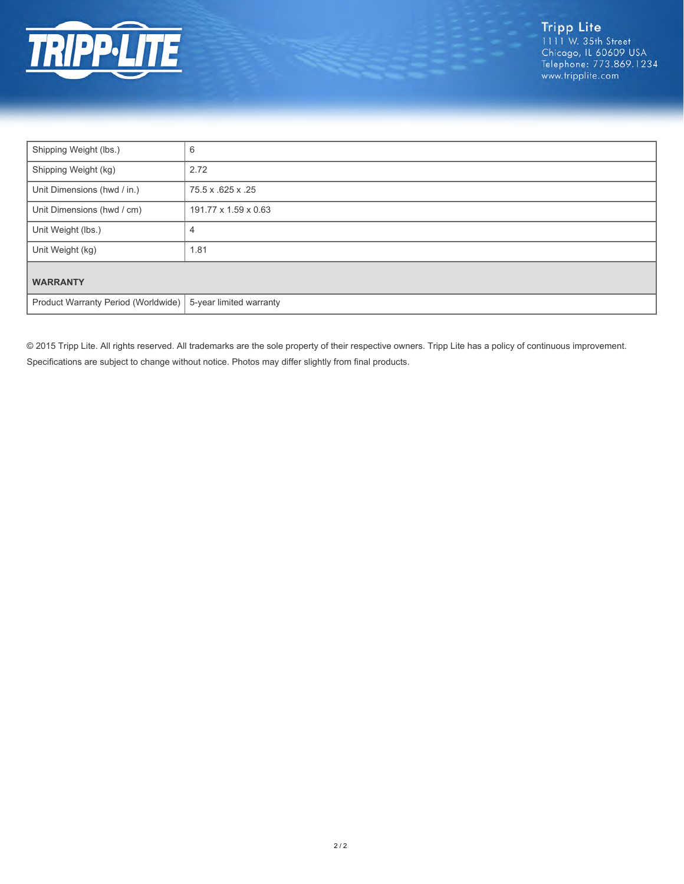| | |
|---|---|
| Shipping Weight (lbs.) | 6 |
| Shipping Weight (kg) | 2.72 |
| Unit Dimensions (hwd / in.) | 75.5 x .625 x .25 |
| Unit Dimensions (hwd / cm) | 191.77 x 1.59 x 0.63 |
| Unit Weight (lbs.) | 4 |
| Unit Weight (kg) | 1.81 |
| **WARRANTY** | |
| Product Warranty Period (Worldwide) | 5-year limited warranty |

© 2015 Tripp Lite. All rights reserved. All trademarks are the sole property of their respective owners. Tripp Lite has a policy of continuous improvement. Specifications are subject to change without notice. Photos may differ slightly from final products.